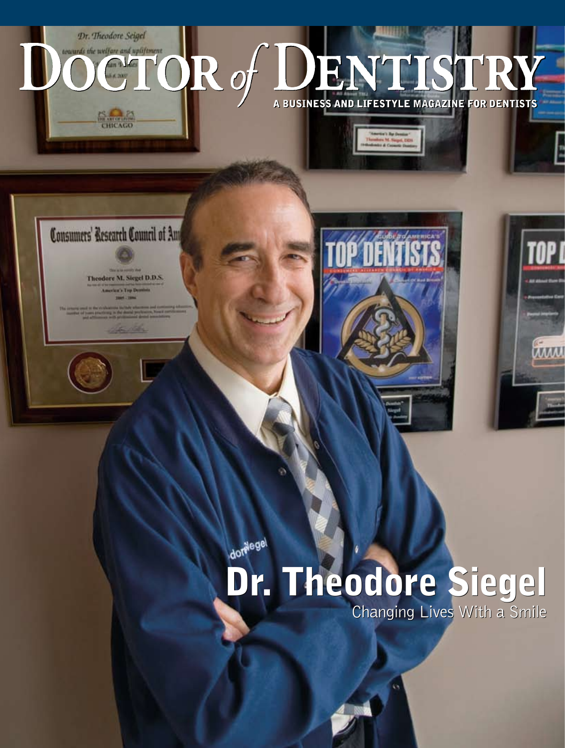# DOCTOR *of* DENTISTRY

A BUSINESS AND LIFESTYLE MAGAZINE FOR DENTISTS

## Dr. Theodore Siegel

Changing Lives With a Smile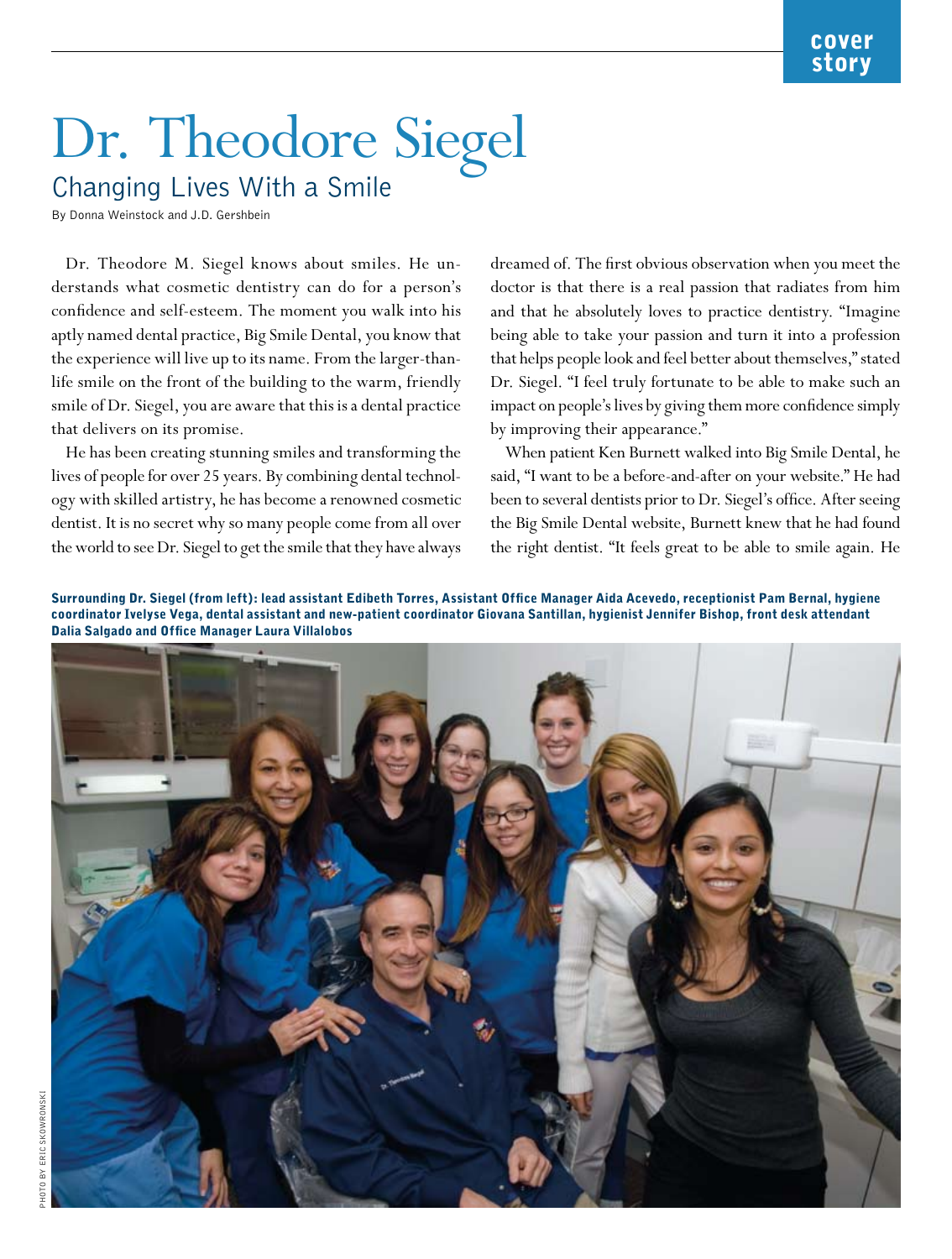# Dr. Theodore Siegel

## Changing Lives With a Smile

By Donna Weinstock and J.D. Gershbein

Dr. Theodore M. Siegel knows about smiles. He understands what cosmetic dentistry can do for a person's confidence and self-esteem. The moment you walk into his aptly named dental practice, Big Smile Dental, you know that the experience will live up to its name. From the larger-than-life smile on the front of the building to the warm, friendly smile of Dr. Siegel, you are aware that this is a dental practice that delivers on its promise.

He has been creating stunning smiles and transforming the lives of people for over 25 years. By combining dental technology with skilled artistry, he has become a renowned cosmetic dentist. It is no secret why so many people come from all over the world to see Dr. Siegel to get the smile that they have always dreamed of. The first obvious observation when you meet the doctor is that there is a real passion that radiates from him and that he absolutely loves to practice dentistry. "Imagine being able to take your passion and turn it into a profession that helps people look and feel better about themselves," stated Dr. Siegel. "I feel truly fortunate to be able to make such an impact on people's lives by giving them more confidence simply by improving their appearance."

When patient Ken Burnett walked into Big Smile Dental, he said, "I want to be a before-and-after on your website." He had been to several dentists prior to Dr. Siegel's office. After seeing the Big Smile Dental website, Burnett knew that he had found the right dentist. "It feels great to be able to smile again. He

**Surrounding Dr. Siegel (from left): lead assistant Edibeth Torres, Assistant Office Manager Aida Acevedo, receptionist Pam Bernal, hygiene coordinator Ivelyse Vega, dental assistant and new-patient coordinator Giovana Santillan, hygienist Jennifer Bishop, front desk attendant Dalia Salgado and Office Manager Laura Villalobos**

PHOTO BY ERIC SKOWRONSKI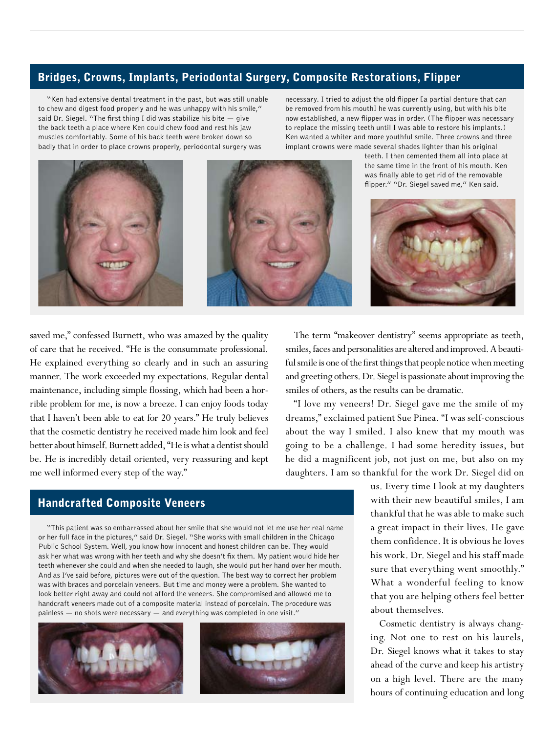## Bridges, Crowns, Implants, Periodontal Surgery, Composite Restorations, Flipper

"Ken had extensive dental treatment in the past, but was still unable to chew and digest food properly and he was unhappy with his smile," said Dr. Siegel. "The first thing I did was stabilize his bite — give the back teeth a place where Ken could chew food and rest his jaw muscles comfortably. Some of his back teeth were broken down so badly that in order to place crowns properly, periodontal surgery was necessary. I tried to adjust the old flipper [a partial denture that can be removed from his mouth] he was currently using, but with his bite now established, a new flipper was in order. (The flipper was necessary to replace the missing teeth until I was able to restore his implants.) Ken wanted a whiter and more youthful smile. Three crowns and three implant crowns were made several shades lighter than his original teeth. I then cemented them all into place at the same time in the front of his mouth. Ken was finally able to get rid of the removable flipper." "Dr. Siegel saved me," Ken said.

saved me," confessed Burnett, who was amazed by the quality of care that he received. "He is the consummate professional. He explained everything so clearly and in such an assuring manner. The work exceeded my expectations. Regular dental maintenance, including simple flossing, which had been a horrible problem for me, is now a breeze. I can enjoy foods today that I haven't been able to eat for 20 years." He truly believes that the cosmetic dentistry he received made him look and feel better about himself. Burnett added, "He is what a dentist should be. He is incredibly detail oriented, very reassuring and kept me well informed every step of the way."

The term "makeover dentistry" seems appropriate as teeth, smiles, faces and personalities are altered and improved. A beautiful smile is one of the first things that people notice when meeting and greeting others. Dr. Siegel is passionate about improving the smiles of others, as the results can be dramatic.

"I love my veneers! Dr. Siegel gave me the smile of my dreams," exclaimed patient Sue Pinea. "I was self-conscious about the way I smiled. I also knew that my mouth was going to be a challenge. I had some heredity issues, but he did a magnificent job, not just on me, but also on my daughters. I am so thankful for the work Dr. Siegel did on us. Every time I look at my daughters with their new beautiful smiles, I am thankful that he was able to make such a great impact in their lives. He gave them confidence. It is obvious he loves his work. Dr. Siegel and his staff made sure that everything went smoothly." What a wonderful feeling to know that you are helping others feel better about themselves.

Cosmetic dentistry is always changing. Not one to rest on his laurels, Dr. Siegel knows what it takes to stay ahead of the curve and keep his artistry on a high level. There are the many hours of continuing education and long

## Handcrafted Composite Veneers

"This patient was so embarrassed about her smile that she would not let me use her real name or her full face in the pictures," said Dr. Siegel. "She works with small children in the Chicago Public School System. Well, you know how innocent and honest children can be. They would ask her what was wrong with her teeth and why she doesn't fix them. My patient would hide her teeth whenever she could and when she needed to laugh, she would put her hand over her mouth. And as I've said before, pictures were out of the question. The best way to correct her problem was with braces and porcelain veneers. But time and money were a problem. She wanted to look better right away and could not afford the veneers. She compromised and allowed me to handcraft veneers made out of a composite material instead of porcelain. The procedure was painless — no shots were necessary — and everything was completed in one visit."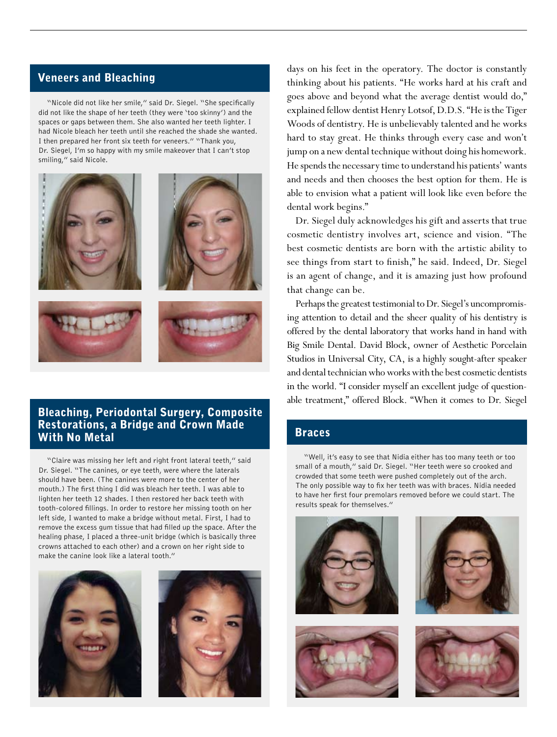## Veneers and Bleaching

"Nicole did not like her smile," said Dr. Siegel. "She specifically did not like the shape of her teeth (they were 'too skinny') and the spaces or gaps between them. She also wanted her teeth lighter. I had Nicole bleach her teeth until she reached the shade she wanted. I then prepared her front six teeth for veneers." "Thank you, Dr. Siegel, I'm so happy with my smile makeover that I can't stop smiling," said Nicole.

## Bleaching, Periodontal Surgery, Composite Restorations, a Bridge and Crown Made With No Metal

"Claire was missing her left and right front lateral teeth," said Dr. Siegel. "The canines, or eye teeth, were where the laterals should have been. (The canines were more to the center of her mouth.) The first thing I did was bleach her teeth. I was able to lighten her teeth 12 shades. I then restored her back teeth with tooth-colored fillings. In order to restore her missing tooth on her left side, I wanted to make a bridge without metal. First, I had to remove the excess gum tissue that had filled up the space. After the healing phase, I placed a three-unit bridge (which is basically three crowns attached to each other) and a crown on her right side to make the canine look like a lateral tooth."

days on his feet in the operatory. The doctor is constantly thinking about his patients. "He works hard at his craft and goes above and beyond what the average dentist would do," explained fellow dentist Henry Lotsof, D.D.S. "He is the Tiger Woods of dentistry. He is unbelievably talented and he works hard to stay great. He thinks through every case and won't jump on a new dental technique without doing his homework. He spends the necessary time to understand his patients' wants and needs and then chooses the best option for them. He is able to envision what a patient will look like even before the dental work begins."

Dr. Siegel duly acknowledges his gift and asserts that true cosmetic dentistry involves art, science and vision. "The best cosmetic dentists are born with the artistic ability to see things from start to finish," he said. Indeed, Dr. Siegel is an agent of change, and it is amazing just how profound that change can be.

Perhaps the greatest testimonial to Dr. Siegel's uncompromising attention to detail and the sheer quality of his dentistry is offered by the dental laboratory that works hand in hand with Big Smile Dental. David Block, owner of Aesthetic Porcelain Studios in Universal City, CA, is a highly sought-after speaker and dental technician who works with the best cosmetic dentists in the world. "I consider myself an excellent judge of questionable treatment," offered Block. "When it comes to Dr. Siegel

## Braces

"Well, it's easy to see that Nidia either has too many teeth or too small of a mouth," said Dr. Siegel. "Her teeth were so crooked and crowded that some teeth were pushed completely out of the arch. The only possible way to fix her teeth was with braces. Nidia needed to have her first four premolars removed before we could start. The results speak for themselves."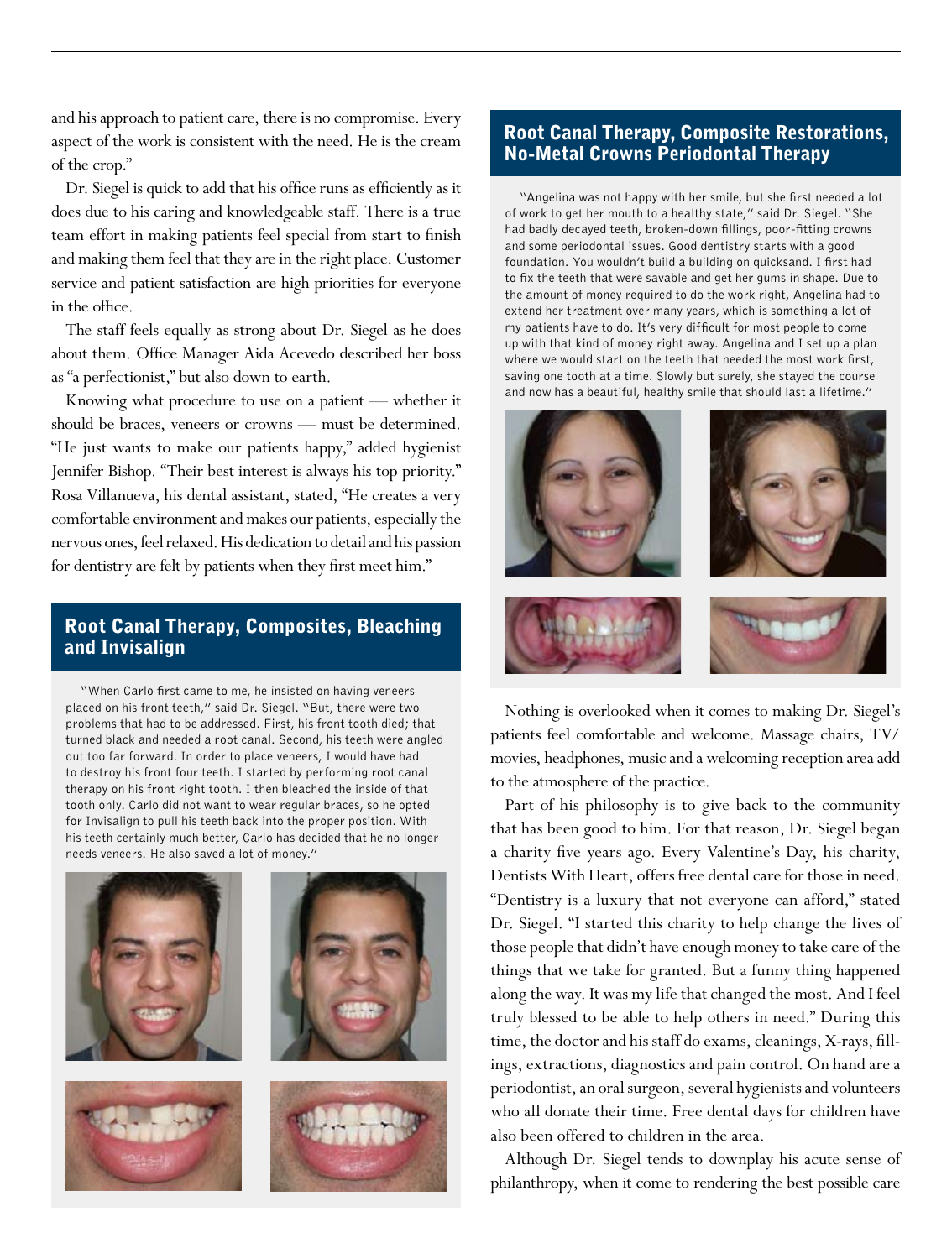and his approach to patient care, there is no compromise. Every aspect of the work is consistent with the need. He is the cream of the crop."

Dr. Siegel is quick to add that his office runs as efficiently as it does due to his caring and knowledgeable staff. There is a true team effort in making patients feel special from start to finish and making them feel that they are in the right place. Customer service and patient satisfaction are high priorities for everyone in the office.

The staff feels equally as strong about Dr. Siegel as he does about them. Office Manager Aida Acevedo described her boss as "a perfectionist," but also down to earth.

Knowing what procedure to use on a patient — whether it should be braces, veneers or crowns — must be determined. "He just wants to make our patients happy," added hygienist Jennifer Bishop. "Their best interest is always his top priority." Rosa Villanueva, his dental assistant, stated, "He creates a very comfortable environment and makes our patients, especially the nervous ones, feel relaxed. His dedication to detail and his passion for dentistry are felt by patients when they first meet him."

## Root Canal Therapy, Composites, Bleaching and Invisalign

"When Carlo first came to me, he insisted on having veneers placed on his front teeth," said Dr. Siegel. "But, there were two problems that had to be addressed. First, his front tooth died; that turned black and needed a root canal. Second, his teeth were angled out too far forward. In order to place veneers, I would have had to destroy his front four teeth. I started by performing root canal therapy on his front right tooth. I then bleached the inside of that tooth only. Carlo did not want to wear regular braces, so he opted for Invisalign to pull his teeth back into the proper position. With his teeth certainly much better, Carlo has decided that he no longer needs veneers. He also saved a lot of money."

## Root Canal Therapy, Composite Restorations, No-Metal Crowns Periodontal Therapy

"Angelina was not happy with her smile, but she first needed a lot of work to get her mouth to a healthy state," said Dr. Siegel. "She had badly decayed teeth, broken-down fillings, poor-fitting crowns and some periodontal issues. Good dentistry starts with a good foundation. You wouldn't build a building on quicksand. I first had to fix the teeth that were savable and get her gums in shape. Due to the amount of money required to do the work right, Angelina had to extend her treatment over many years, which is something a lot of my patients have to do. It's very difficult for most people to come up with that kind of money right away. Angelina and I set up a plan where we would start on the teeth that needed the most work first, saving one tooth at a time. Slowly but surely, she stayed the course and now has a beautiful, healthy smile that should last a lifetime."

Nothing is overlooked when it comes to making Dr. Siegel's patients feel comfortable and welcome. Massage chairs, TV/movies, headphones, music and a welcoming reception area add to the atmosphere of the practice.

Part of his philosophy is to give back to the community that has been good to him. For that reason, Dr. Siegel began a charity five years ago. Every Valentine's Day, his charity, Dentists With Heart, offers free dental care for those in need. "Dentistry is a luxury that not everyone can afford," stated Dr. Siegel. "I started this charity to help change the lives of those people that didn't have enough money to take care of the things that we take for granted. But a funny thing happened along the way. It was my life that changed the most. And I feel truly blessed to be able to help others in need." During this time, the doctor and his staff do exams, cleanings, X-rays, fillings, extractions, diagnostics and pain control. On hand are a periodontist, an oral surgeon, several hygienists and volunteers who all donate their time. Free dental days for children have also been offered to children in the area.

Although Dr. Siegel tends to downplay his acute sense of philanthropy, when it come to rendering the best possible care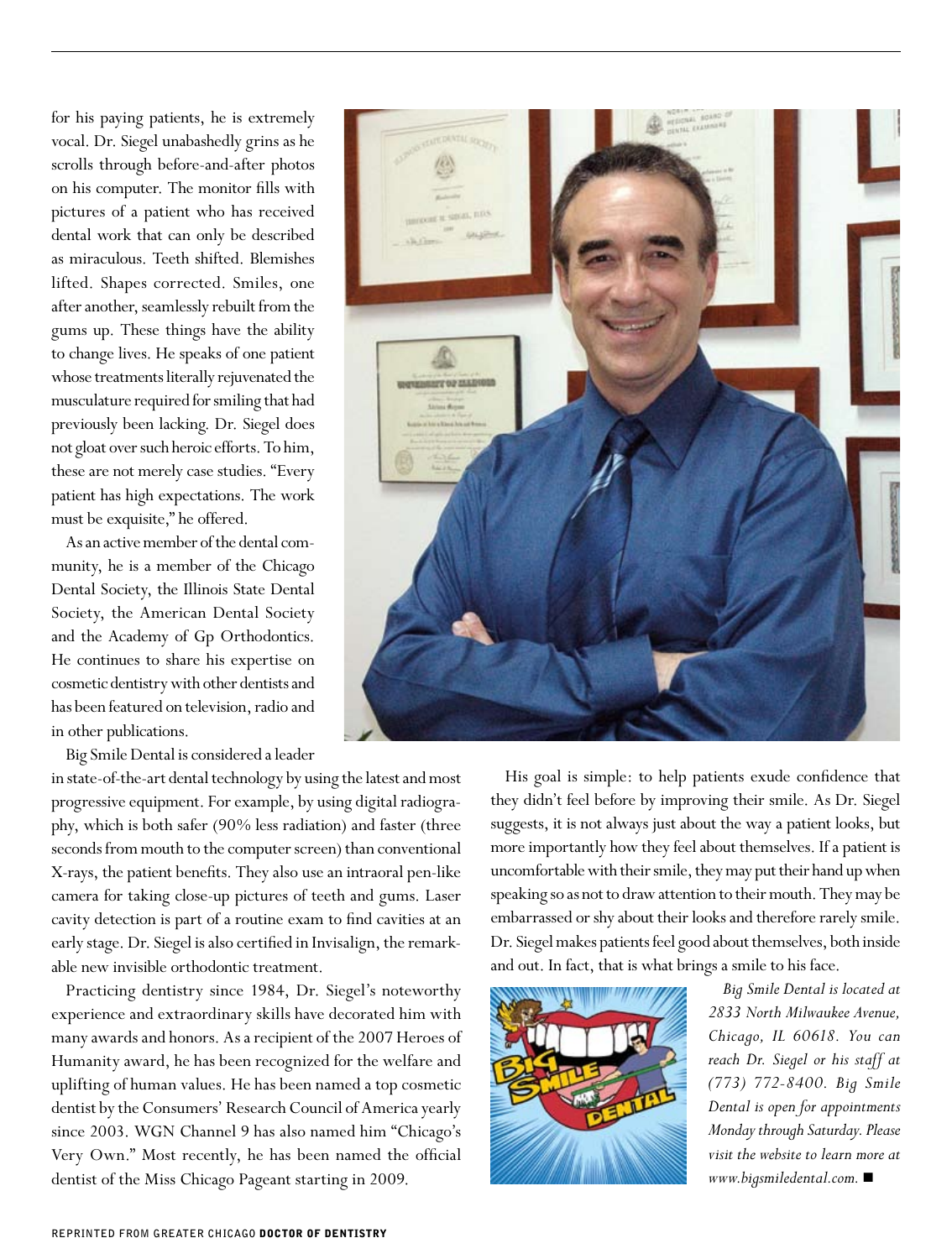for his paying patients, he is extremely vocal. Dr. Siegel unabashedly grins as he scrolls through before-and-after photos on his computer. The monitor fills with pictures of a patient who has received dental work that can only be described as miraculous. Teeth shifted. Blemishes lifted. Shapes corrected. Smiles, one after another, seamlessly rebuilt from the gums up. These things have the ability to change lives. He speaks of one patient whose treatments literally rejuvenated the musculature required for smiling that had previously been lacking. Dr. Siegel does not gloat over such heroic efforts. To him, these are not merely case studies. "Every patient has high expectations. The work must be exquisite," he offered.

As an active member of the dental community, he is a member of the Chicago Dental Society, the Illinois State Dental Society, the American Dental Society and the Academy of Gp Orthodontics. He continues to share his expertise on cosmetic dentistry with other dentists and has been featured on television, radio and in other publications.

Big Smile Dental is considered a leader in state-of-the-art dental technology by using the latest and most progressive equipment. For example, by using digital radiography, which is both safer (90% less radiation) and faster (three seconds from mouth to the computer screen) than conventional X-rays, the patient benefits. They also use an intraoral pen-like camera for taking close-up pictures of teeth and gums. Laser cavity detection is part of a routine exam to find cavities at an early stage. Dr. Siegel is also certified in Invisalign, the remarkable new invisible orthodontic treatment.

Practicing dentistry since 1984, Dr. Siegel's noteworthy experience and extraordinary skills have decorated him with many awards and honors. As a recipient of the 2007 Heroes of Humanity award, he has been recognized for the welfare and uplifting of human values. He has been named a top cosmetic dentist by the Consumers' Research Council of America yearly since 2003. WGN Channel 9 has also named him "Chicago's Very Own." Most recently, he has been named the official dentist of the Miss Chicago Pageant starting in 2009.

His goal is simple: to help patients exude confidence that they didn't feel before by improving their smile. As Dr. Siegel suggests, it is not always just about the way a patient looks, but more importantly how they feel about themselves. If a patient is uncomfortable with their smile, they may put their hand up when speaking so as not to draw attention to their mouth. They may be embarrassed or shy about their looks and therefore rarely smile. Dr. Siegel makes patients feel good about themselves, both inside and out. In fact, that is what brings a smile to his face.

*Big Smile Dental is located at 2833 North Milwaukee Avenue, Chicago, IL 60618. You can reach Dr. Siegel or his staff at (773) 772-8400. Big Smile Dental is open for appointments Monday through Saturday. Please visit the website to learn more at www.bigsmiledental.com.* ■

REPRINTED FROM GREATER CHICAGO **DOCTOR OF DENTISTRY**